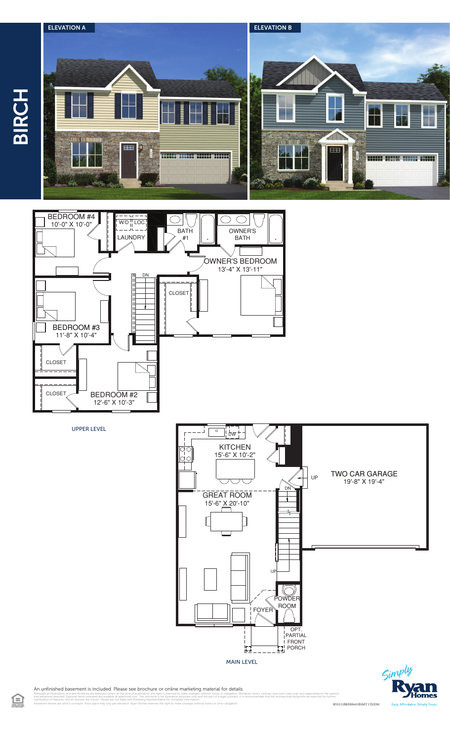# BIRCH

**ELEVATION A**

**ELEVATION B**

## UPPER LEVEL

- BEDROOM #4 — 10'-0" X 10'-0"
- W/D
- LOC.
- LAUNDRY
- BATH #1
- OWNER'S BATH
- OWNER'S BEDROOM — 13'-4" X 13'-11"
- DN
- CLOSET
- BEDROOM #3 — 11'-8" X 10'-4"
- CLOSET
- CLOSET
- BEDROOM #2 — 12'-6" X 10'-3"

## MAIN LEVEL

- DW
- KITCHEN — 15'-6" X 10'-2"
- UP
- TWO CAR GARAGE — 19'-8" X 19'-4"
- DN
- GREAT ROOM — 15'-6" X 20'-10"
- UP
- POWDER ROOM
- FOYER
- OPT. PARTIAL FRONT PORCH

An unfinished basement is included. Please see brochure or online marketing material for details.

Although all illustrations and specifications are believed correct at the time of publication, the right is reserved to make changes, without notice or obligation. Windows, doors, ceilings, and room sizes may vary depending on the options and elevations selected. Optional items indicated are available at additional cost. This brochure is for illustrative purposes only and not part of a legal contract. It is recommended that the architectural blueprints be reviewed for further clarification of features. Not all features are shown. Please ask our Sales and Marketing Representative for complete information.
Elevations shown are artist's concepts. Floor plans may vary per elevation. Ryan Homes reserves the right to make changes without notice or prior obligation.

RY0121BRH00v01BSMT CINDM

Simply Ryan Homes — Easy, Affordable, Simply Yours.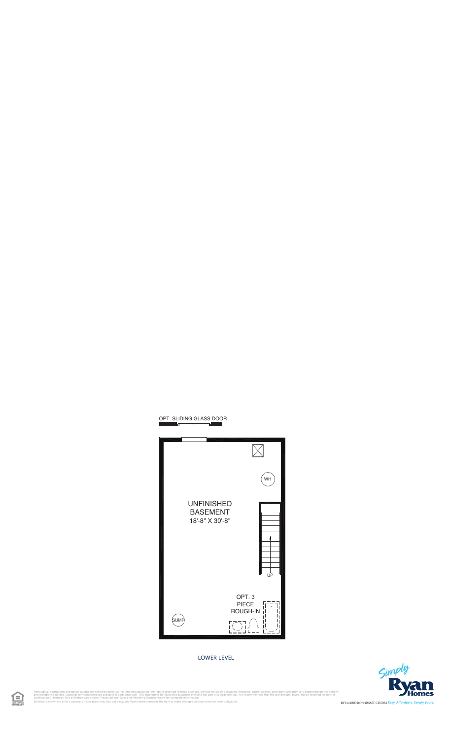OPT. SLIDING GLASS DOOR

UNFINISHED BASEMENT
18'-8" X 30'-8"

WH

UP

OPT. 3 PIECE ROUGH-IN

SUMP

LOWER LEVEL

Although all illustrations and specifications are believed correct at the time of publication, the right is reserved to make changes, without notice or obligation. Windows, doors, ceilings, and room sizes may vary depending on the options and elevations selected. Optional items indicated are available at additional cost. This brochure is for illustrative purposes only and not part of a legal contract. It is recommended that the architectural blueprints be reviewed for further clarification of features. Not all features are shown. Please ask our Sales and Marketing Representative for complete information.
Elevations shown are artist's concepts. Floor plans may vary per elevation. Ryan Homes reserves the right to make changes without notice or prior obligation.

RY0121BRH00v01BSMT CINDM Easy, Affordable, Simply Yours.